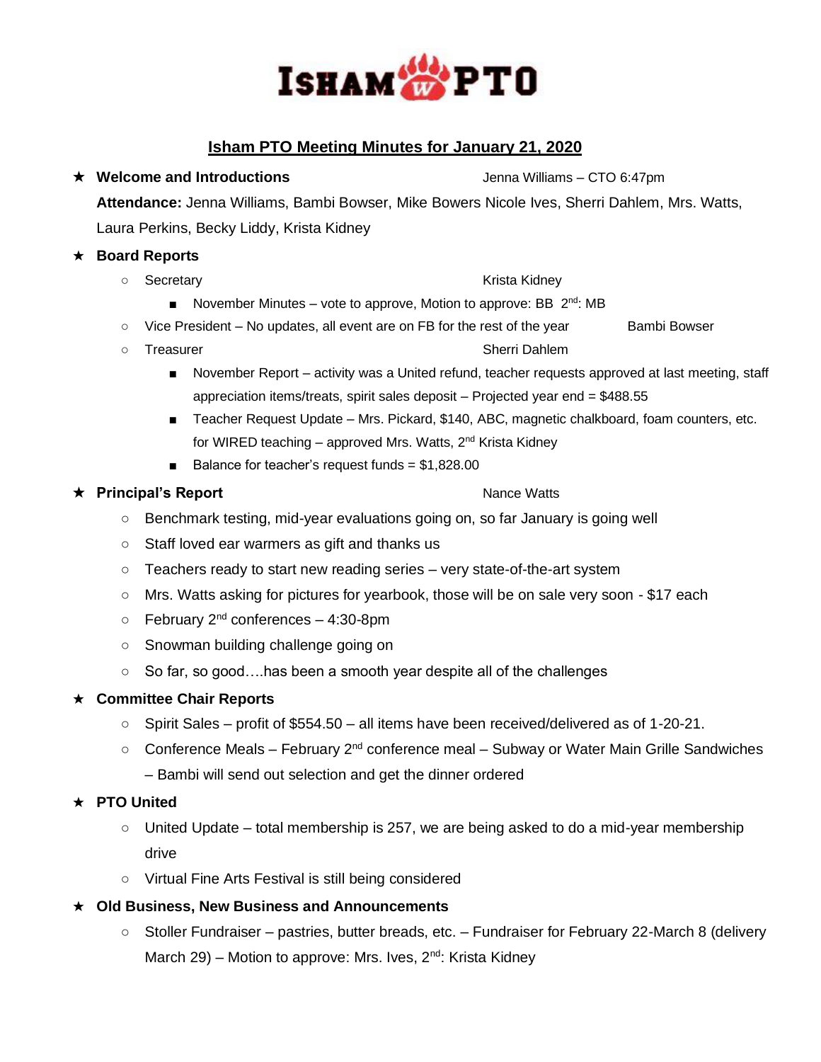# Isham PTO

## Isham PTO Meeting Minutes for January 21, 2020

- **Welcome and Introductions** — Jenna Williams – CTO 6:47pm

  **Attendance:** Jenna Williams, Bambi Bowser, Mike Bowers Nicole Ives, Sherri Dahlem, Mrs. Watts, Laura Perkins, Becky Liddy, Krista Kidney

- **Board Reports**
  - Secretary — Krista Kidney
    - November Minutes – vote to approve, Motion to approve: BB 2nd: MB
  - Vice President – No updates, all event are on FB for the rest of the year — Bambi Bowser
  - Treasurer — Sherri Dahlem
    - November Report – activity was a United refund, teacher requests approved at last meeting, staff appreciation items/treats, spirit sales deposit – Projected year end = $488.55
    - Teacher Request Update – Mrs. Pickard, $140, ABC, magnetic chalkboard, foam counters, etc. for WIRED teaching – approved Mrs. Watts, 2nd Krista Kidney
    - Balance for teacher's request funds = $1,828.00

- **Principal's Report** — Nance Watts
  - Benchmark testing, mid-year evaluations going on, so far January is going well
  - Staff loved ear warmers as gift and thanks us
  - Teachers ready to start new reading series – very state-of-the-art system
  - Mrs. Watts asking for pictures for yearbook, those will be on sale very soon - $17 each
  - February 2nd conferences – 4:30-8pm
  - Snowman building challenge going on
  - So far, so good….has been a smooth year despite all of the challenges

- **Committee Chair Reports**
  - Spirit Sales – profit of $554.50 – all items have been received/delivered as of 1-20-21.
  - Conference Meals – February 2nd conference meal – Subway or Water Main Grille Sandwiches – Bambi will send out selection and get the dinner ordered

- **PTO United**
  - United Update – total membership is 257, we are being asked to do a mid-year membership drive
  - Virtual Fine Arts Festival is still being considered

- **Old Business, New Business and Announcements**
  - Stoller Fundraiser – pastries, butter breads, etc. – Fundraiser for February 22-March 8 (delivery March 29) – Motion to approve: Mrs. Ives, 2nd: Krista Kidney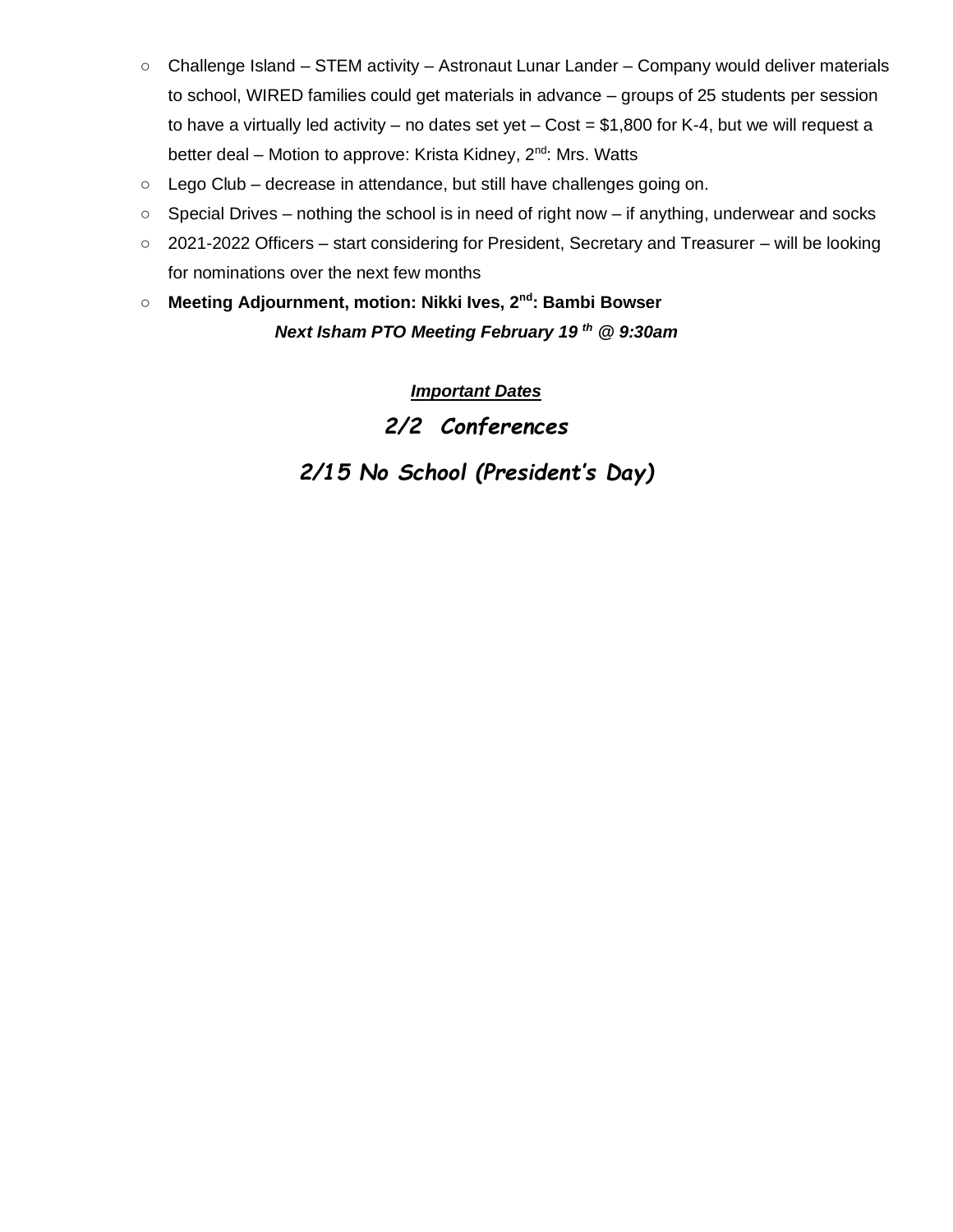- Challenge Island – STEM activity – Astronaut Lunar Lander – Company would deliver materials to school, WIRED families could get materials in advance – groups of 25 students per session to have a virtually led activity – no dates set yet – Cost = $1,800 for K-4, but we will request a better deal – Motion to approve: Krista Kidney, 2nd: Mrs. Watts
- Lego Club – decrease in attendance, but still have challenges going on.
- Special Drives – nothing the school is in need of right now – if anything, underwear and socks
- 2021-2022 Officers – start considering for President, Secretary and Treasurer – will be looking for nominations over the next few months
- **Meeting Adjournment, motion: Nikki Ives, 2nd: Bambi Bowser**

***Next Isham PTO Meeting February 19 th @ 9:30am***

***Important Dates***

***2/2 Conferences***

***2/15 No School (President's Day)***